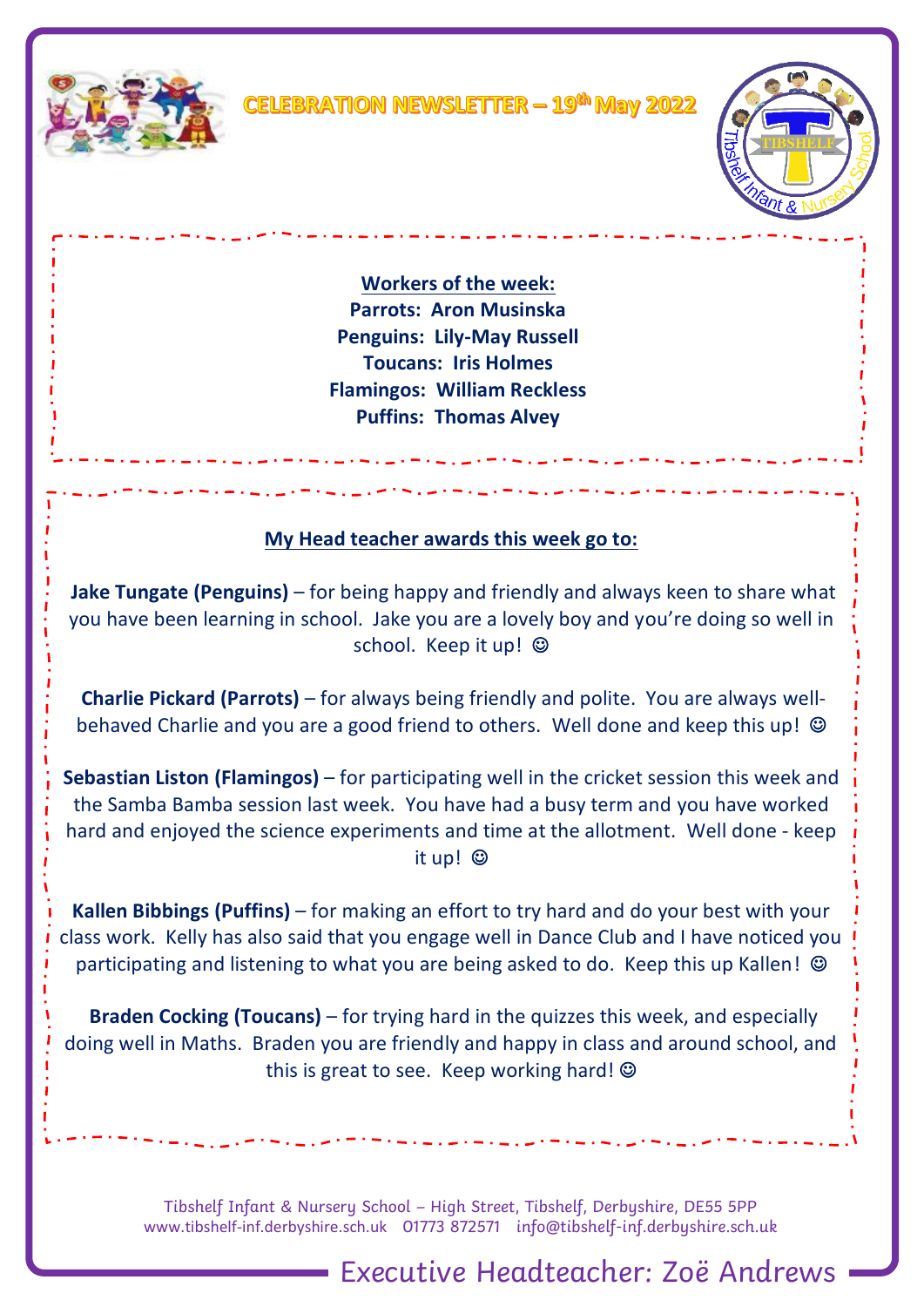# CELEBRATION NEWSLETTER – 19th May 2022

**Workers of the week:**

**Parrots: Aron Musinska**
**Penguins: Lily-May Russell**
**Toucans: Iris Holmes**
**Flamingos: William Reckless**
**Puffins: Thomas Alvey**

**My Head teacher awards this week go to:**

**Jake Tungate (Penguins)** – for being happy and friendly and always keen to share what you have been learning in school. Jake you are a lovely boy and you're doing so well in school. Keep it up! ☺

**Charlie Pickard (Parrots)** – for always being friendly and polite. You are always well-behaved Charlie and you are a good friend to others. Well done and keep this up! ☺

**Sebastian Liston (Flamingos)** – for participating well in the cricket session this week and the Samba Bamba session last week. You have had a busy term and you have worked hard and enjoyed the science experiments and time at the allotment. Well done - keep it up! ☺

**Kallen Bibbings (Puffins)** – for making an effort to try hard and do your best with your class work. Kelly has also said that you engage well in Dance Club and I have noticed you participating and listening to what you are being asked to do. Keep this up Kallen! ☺

**Braden Cocking (Toucans)** – for trying hard in the quizzes this week, and especially doing well in Maths. Braden you are friendly and happy in class and around school, and this is great to see. Keep working hard! ☺

Tibshelf Infant & Nursery School – High Street, Tibshelf, Derbyshire, DE55 5PP
www.tibshelf-inf.derbyshire.sch.uk 01773 872571 info@tibshelf-inf.derbyshire.sch.uk

Executive Headteacher: Zoë Andrews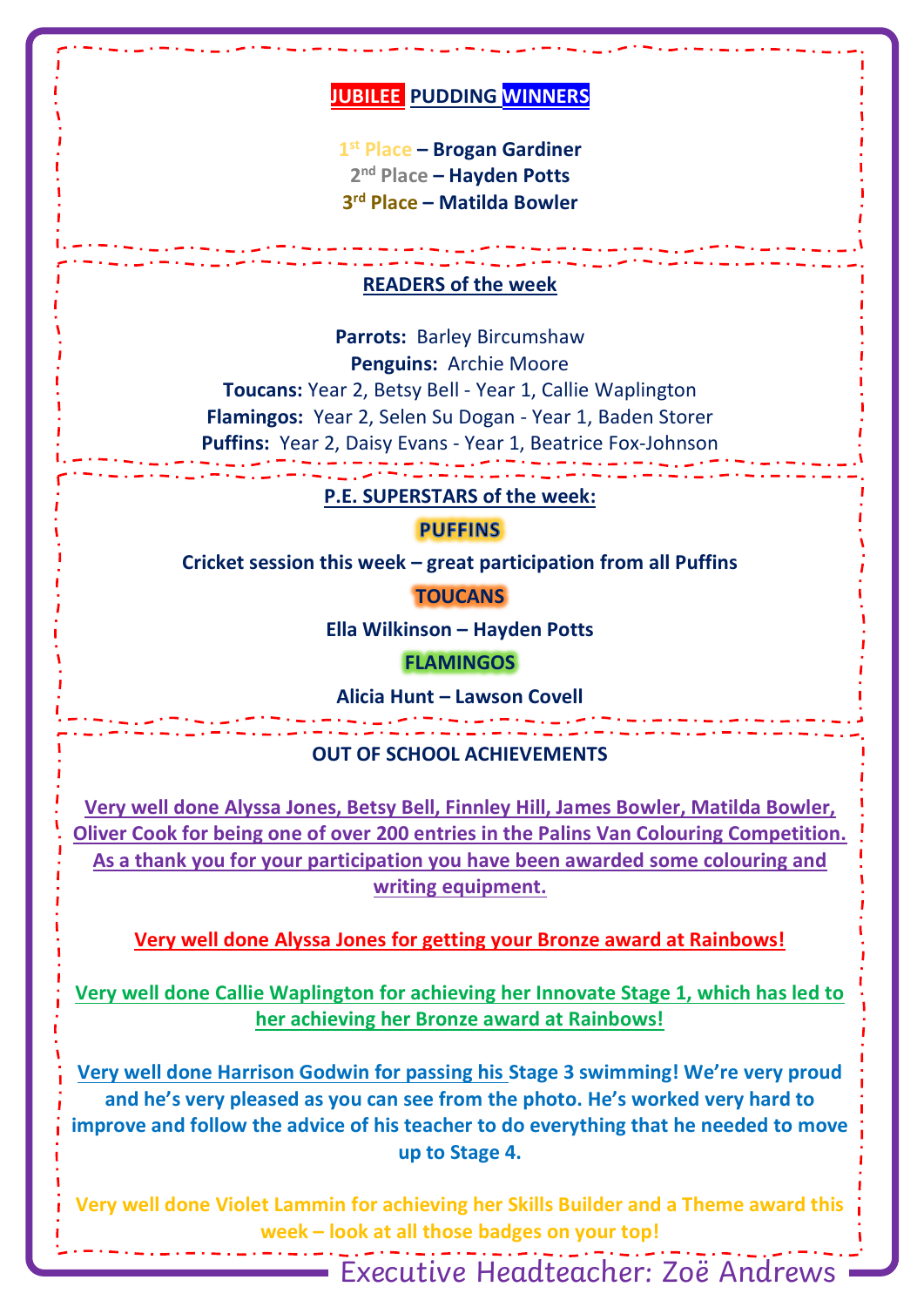## JUBILEE PUDDING WINNERS

1st Place – **Brogan Gardiner**
2nd Place – **Hayden Potts**
3rd Place – **Matilda Bowler**

## READERS of the week

**Parrots:** Barley Bircumshaw
**Penguins:** Archie Moore
**Toucans:** Year 2, Betsy Bell - Year 1, Callie Waplington
**Flamingos:** Year 2, Selen Su Dogan - Year 1, Baden Storer
**Puffins:** Year 2, Daisy Evans - Year 1, Beatrice Fox-Johnson

## P.E. SUPERSTARS of the week:

**PUFFINS**

**Cricket session this week – great participation from all Puffins**

**TOUCANS**

**Ella Wilkinson – Hayden Potts**

**FLAMINGOS**

**Alicia Hunt – Lawson Covell**

## OUT OF SCHOOL ACHIEVEMENTS

**Very well done Alyssa Jones, Betsy Bell, Finnley Hill, James Bowler, Matilda Bowler, Oliver Cook for being one of over 200 entries in the Palins Van Colouring Competition. As a thank you for your participation you have been awarded some colouring and writing equipment.**

**Very well done Alyssa Jones for getting your Bronze award at Rainbows!**

**Very well done Callie Waplington for achieving her Innovate Stage 1, which has led to her achieving her Bronze award at Rainbows!**

**Very well done Harrison Godwin for passing his Stage 3 swimming! We're very proud and he's very pleased as you can see from the photo. He's worked very hard to improve and follow the advice of his teacher to do everything that he needed to move up to Stage 4.**

**Very well done Violet Lammin for achieving her Skills Builder and a Theme award this week – look at all those badges on your top!**

Executive Headteacher: Zoë Andrews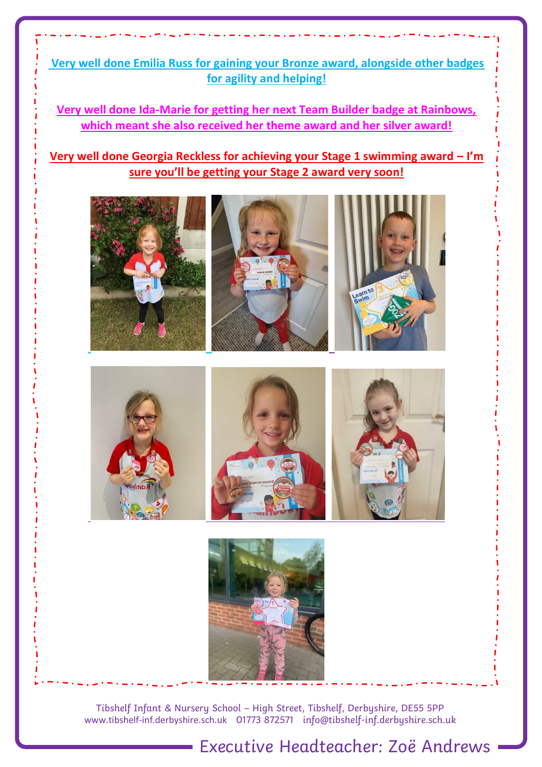**Very well done Emilia Russ for gaining your Bronze award, alongside other badges for agility and helping!**

**Very well done Ida-Marie for getting her next Team Builder badge at Rainbows, which meant she also received her theme award and her silver award!**

**Very well done Georgia Reckless for achieving your Stage 1 swimming award – I'm sure you'll be getting your Stage 2 award very soon!**

Tibshelf Infant & Nursery School – High Street, Tibshelf, Derbyshire, DE55 5PP
www.tibshelf-inf.derbyshire.sch.uk 01773 872571 info@tibshelf-inf.derbyshire.sch.uk

Executive Headteacher: Zoë Andrews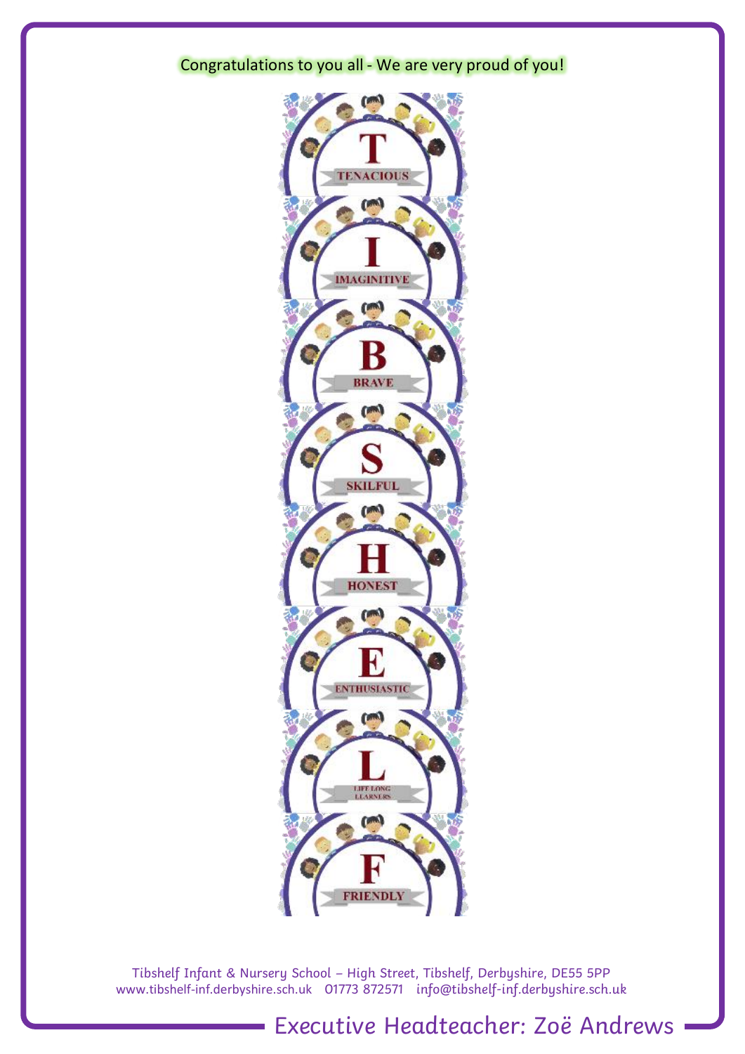Congratulations to you all - We are very proud of you!

T
TENACIOUS

I
IMAGINITIVE

B
BRAVE

S
SKILFUL

H
HONEST

E
ENTHUSIASTIC

L
LIFE LONG LEARNERS

F
FRIENDLY

Tibshelf Infant & Nursery School – High Street, Tibshelf, Derbyshire, DE55 5PP
www.tibshelf-inf.derbyshire.sch.uk 01773 872571 info@tibshelf-inf.derbyshire.sch.uk

Executive Headteacher: Zoë Andrews